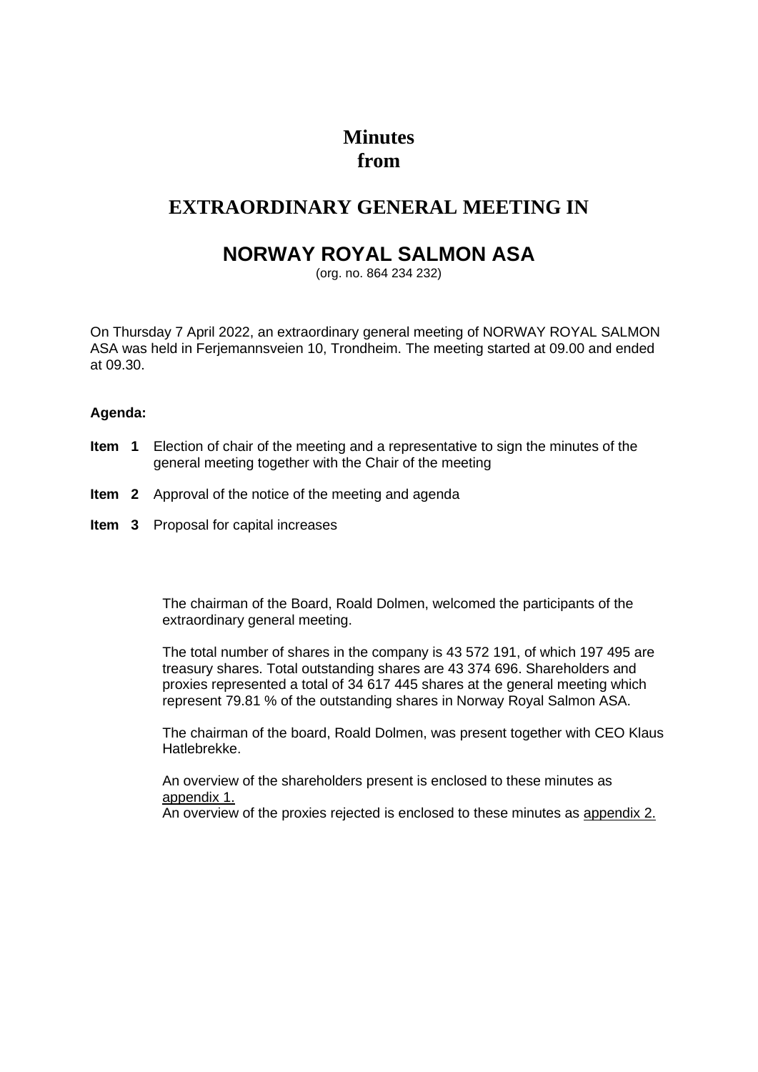# Minutes
# from

## EXTRAORDINARY GENERAL MEETING IN

## NORWAY ROYAL SALMON ASA

(org. no. 864 234 232)

On Thursday 7 April 2022, an extraordinary general meeting of NORWAY ROYAL SALMON ASA was held in Ferjemannsveien 10, Trondheim. The meeting started at 09.00 and ended at 09.30.

**Agenda:**

**Item 1** Election of chair of the meeting and a representative to sign the minutes of the general meeting together with the Chair of the meeting

**Item 2** Approval of the notice of the meeting and agenda

**Item 3** Proposal for capital increases

The chairman of the Board, Roald Dolmen, welcomed the participants of the extraordinary general meeting.

The total number of shares in the company is 43 572 191, of which 197 495 are treasury shares. Total outstanding shares are 43 374 696. Shareholders and proxies represented a total of 34 617 445 shares at the general meeting which represent 79.81 % of the outstanding shares in Norway Royal Salmon ASA.

The chairman of the board, Roald Dolmen, was present together with CEO Klaus Hatlebrekke.

An overview of the shareholders present is enclosed to these minutes as appendix 1.
An overview of the proxies rejected is enclosed to these minutes as appendix 2.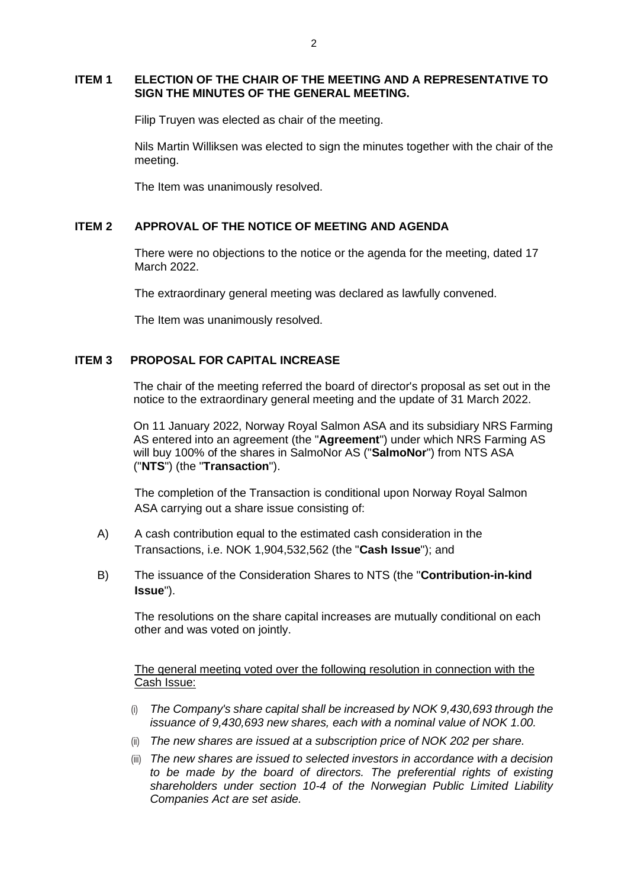## ITEM 1 ELECTION OF THE CHAIR OF THE MEETING AND A REPRESENTATIVE TO SIGN THE MINUTES OF THE GENERAL MEETING.

Filip Truyen was elected as chair of the meeting.

Nils Martin Williksen was elected to sign the minutes together with the chair of the meeting.

The Item was unanimously resolved.

## ITEM 2 APPROVAL OF THE NOTICE OF MEETING AND AGENDA

There were no objections to the notice or the agenda for the meeting, dated 17 March 2022.

The extraordinary general meeting was declared as lawfully convened.

The Item was unanimously resolved.

## ITEM 3 PROPOSAL FOR CAPITAL INCREASE

The chair of the meeting referred the board of director's proposal as set out in the notice to the extraordinary general meeting and the update of 31 March 2022.

On 11 January 2022, Norway Royal Salmon ASA and its subsidiary NRS Farming AS entered into an agreement (the "**Agreement**") under which NRS Farming AS will buy 100% of the shares in SalmoNor AS ("**SalmoNor**") from NTS ASA ("**NTS**") (the "**Transaction**").

The completion of the Transaction is conditional upon Norway Royal Salmon ASA carrying out a share issue consisting of:

A) A cash contribution equal to the estimated cash consideration in the Transactions, i.e. NOK 1,904,532,562 (the "**Cash Issue**"); and

B) The issuance of the Consideration Shares to NTS (the "**Contribution-in-kind Issue**").

The resolutions on the share capital increases are mutually conditional on each other and was voted on jointly.

<u>The general meeting voted over the following resolution in connection with the Cash Issue:</u>

(i) *The Company's share capital shall be increased by NOK 9,430,693 through the issuance of 9,430,693 new shares, each with a nominal value of NOK 1.00.*

(ii) *The new shares are issued at a subscription price of NOK 202 per share.*

(iii) *The new shares are issued to selected investors in accordance with a decision to be made by the board of directors. The preferential rights of existing shareholders under section 10-4 of the Norwegian Public Limited Liability Companies Act are set aside.*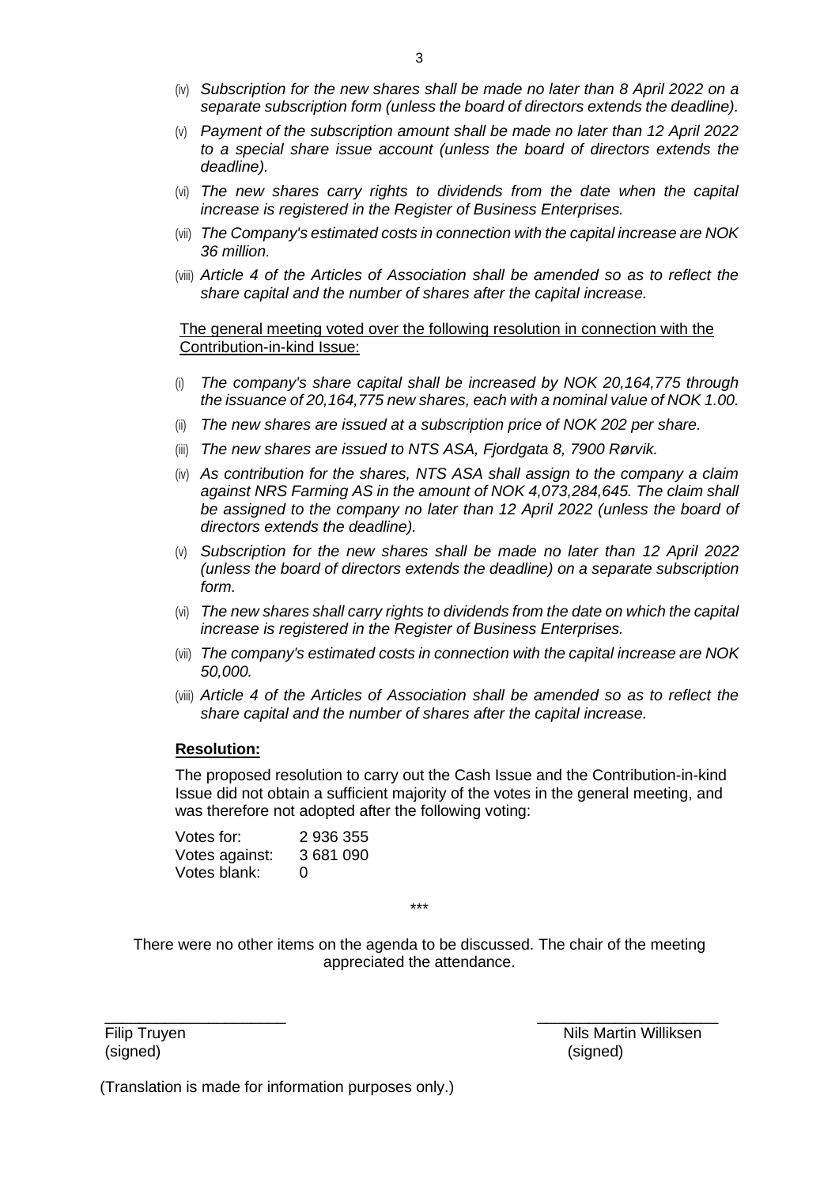(iv) *Subscription for the new shares shall be made no later than 8 April 2022 on a separate subscription form (unless the board of directors extends the deadline).*

(v) *Payment of the subscription amount shall be made no later than 12 April 2022 to a special share issue account (unless the board of directors extends the deadline).*

(vi) *The new shares carry rights to dividends from the date when the capital increase is registered in the Register of Business Enterprises.*

(vii) *The Company's estimated costs in connection with the capital increase are NOK 36 million.*

(viii) *Article 4 of the Articles of Association shall be amended so as to reflect the share capital and the number of shares after the capital increase.*

<u>The general meeting voted over the following resolution in connection with the Contribution-in-kind Issue:</u>

(i) *The company's share capital shall be increased by NOK 20,164,775 through the issuance of 20,164,775 new shares, each with a nominal value of NOK 1.00.*

(ii) *The new shares are issued at a subscription price of NOK 202 per share.*

(iii) *The new shares are issued to NTS ASA, Fjordgata 8, 7900 Rørvik.*

(iv) *As contribution for the shares, NTS ASA shall assign to the company a claim against NRS Farming AS in the amount of NOK 4,073,284,645. The claim shall be assigned to the company no later than 12 April 2022 (unless the board of directors extends the deadline).*

(v) *Subscription for the new shares shall be made no later than 12 April 2022 (unless the board of directors extends the deadline) on a separate subscription form.*

(vi) *The new shares shall carry rights to dividends from the date on which the capital increase is registered in the Register of Business Enterprises.*

(vii) *The company's estimated costs in connection with the capital increase are NOK 50,000.*

(viii) *Article 4 of the Articles of Association shall be amended so as to reflect the share capital and the number of shares after the capital increase.*

**<u>Resolution:</u>**

The proposed resolution to carry out the Cash Issue and the Contribution-in-kind Issue did not obtain a sufficient majority of the votes in the general meeting, and was therefore not adopted after the following voting:

Votes for: 2 936 355
Votes against: 3 681 090
Votes blank: 0

***

There were no other items on the agenda to be discussed. The chair of the meeting appreciated the attendance.

_____________________ _____________________
Filip Truyen Nils Martin Williksen
(signed) (signed)

(Translation is made for information purposes only.)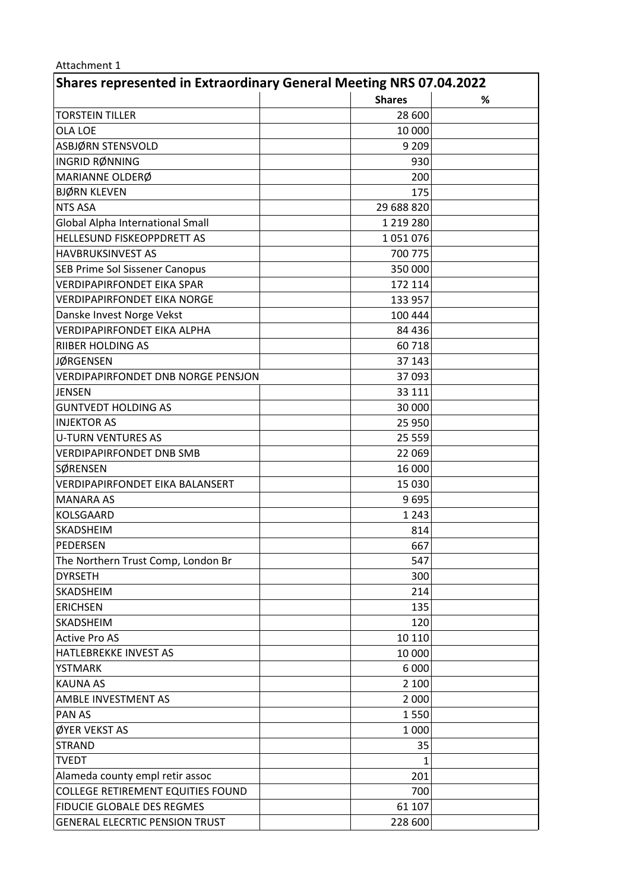Attachment 1

| Shares represented in Extraordinary General Meeting NRS 07.04.2022 | | | |
|---|---|---|---|
| | | **Shares** | **%** |
| TORSTEIN TILLER | | 28 600 | |
| OLA LOE | | 10 000 | |
| ASBJØRN STENSVOLD | | 9 209 | |
| INGRID RØNNING | | 930 | |
| MARIANNE OLDERØ | | 200 | |
| BJØRN KLEVEN | | 175 | |
| NTS ASA | | 29 688 820 | |
| Global Alpha International Small | | 1 219 280 | |
| HELLESUND FISKEOPPDRETT AS | | 1 051 076 | |
| HAVBRUKSINVEST AS | | 700 775 | |
| SEB Prime Sol Sissener Canopus | | 350 000 | |
| VERDIPAPIRFONDET EIKA SPAR | | 172 114 | |
| VERDIPAPIRFONDET EIKA NORGE | | 133 957 | |
| Danske Invest Norge Vekst | | 100 444 | |
| VERDIPAPIRFONDET EIKA ALPHA | | 84 436 | |
| RIIBER HOLDING AS | | 60 718 | |
| JØRGENSEN | | 37 143 | |
| VERDIPAPIRFONDET DNB NORGE PENSJON | | 37 093 | |
| JENSEN | | 33 111 | |
| GUNTVEDT HOLDING AS | | 30 000 | |
| INJEKTOR AS | | 25 950 | |
| U-TURN VENTURES AS | | 25 559 | |
| VERDIPAPIRFONDET DNB SMB | | 22 069 | |
| SØRENSEN | | 16 000 | |
| VERDIPAPIRFONDET EIKA BALANSERT | | 15 030 | |
| MANARA AS | | 9 695 | |
| KOLSGAARD | | 1 243 | |
| SKADSHEIM | | 814 | |
| PEDERSEN | | 667 | |
| The Northern Trust Comp, London Br | | 547 | |
| DYRSETH | | 300 | |
| SKADSHEIM | | 214 | |
| ERICHSEN | | 135 | |
| SKADSHEIM | | 120 | |
| Active Pro AS | | 10 110 | |
| HATLEBREKKE INVEST AS | | 10 000 | |
| YSTMARK | | 6 000 | |
| KAUNA AS | | 2 100 | |
| AMBLE INVESTMENT AS | | 2 000 | |
| PAN AS | | 1 550 | |
| ØYER VEKST AS | | 1 000 | |
| STRAND | | 35 | |
| TVEDT | | 1 | |
| Alameda county empl retir assoc | | 201 | |
| COLLEGE RETIREMENT EQUITIES FOUND | | 700 | |
| FIDUCIE GLOBALE DES REGMES | | 61 107 | |
| GENERAL ELECRTIC PENSION TRUST | | 228 600 | |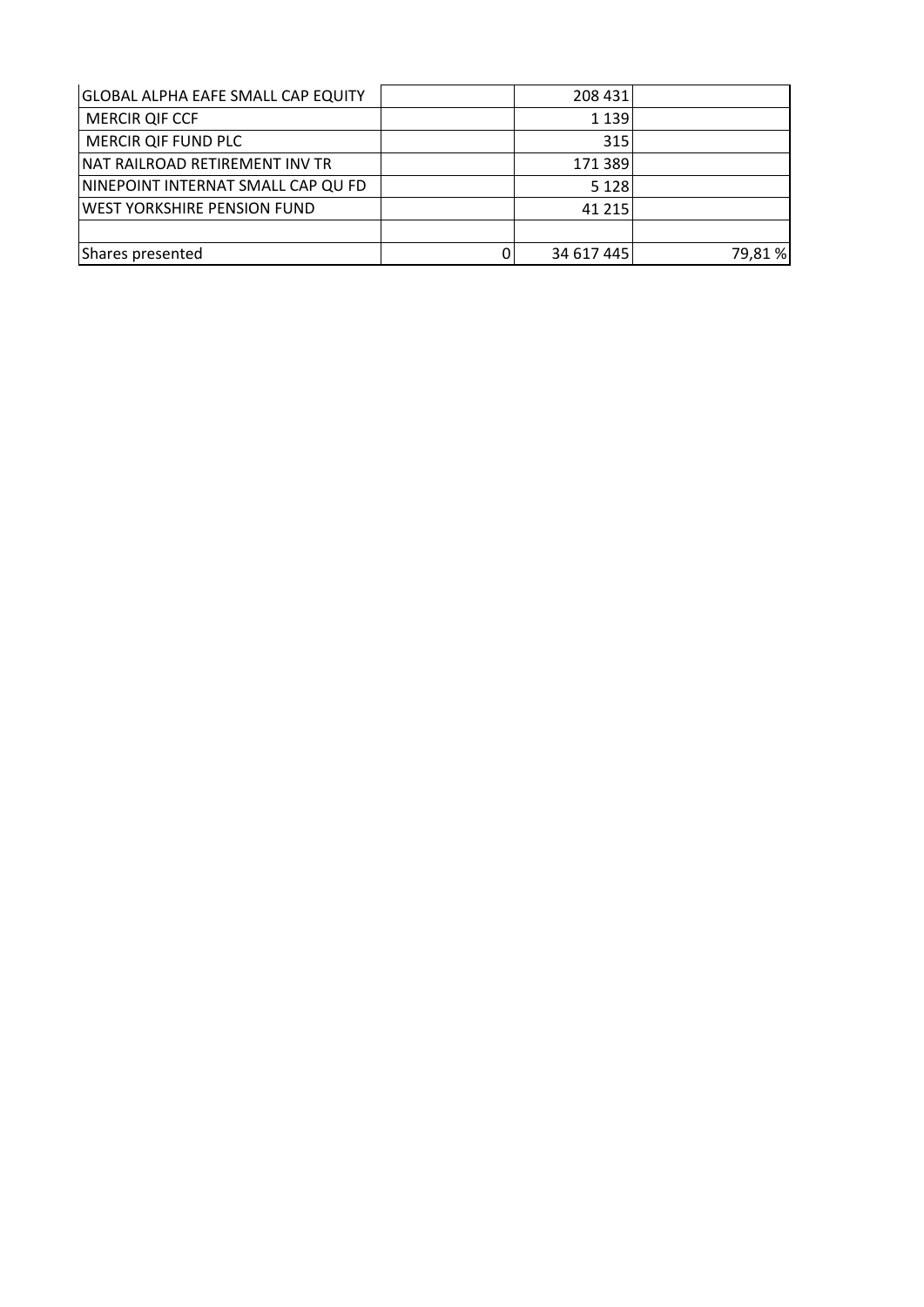| | | | |
|---|---|---|---|
| GLOBAL ALPHA EAFE SMALL CAP EQUITY | | 208 431 | |
| MERCIR QIF CCF | | 1 139 | |
| MERCIR QIF FUND PLC | | 315 | |
| NAT RAILROAD RETIREMENT INV TR | | 171 389 | |
| NINEPOINT INTERNAT SMALL CAP QU FD | | 5 128 | |
| WEST YORKSHIRE PENSION FUND | | 41 215 | |
| | | | |
| Shares presented | 0 | 34 617 445 | 79,81 % |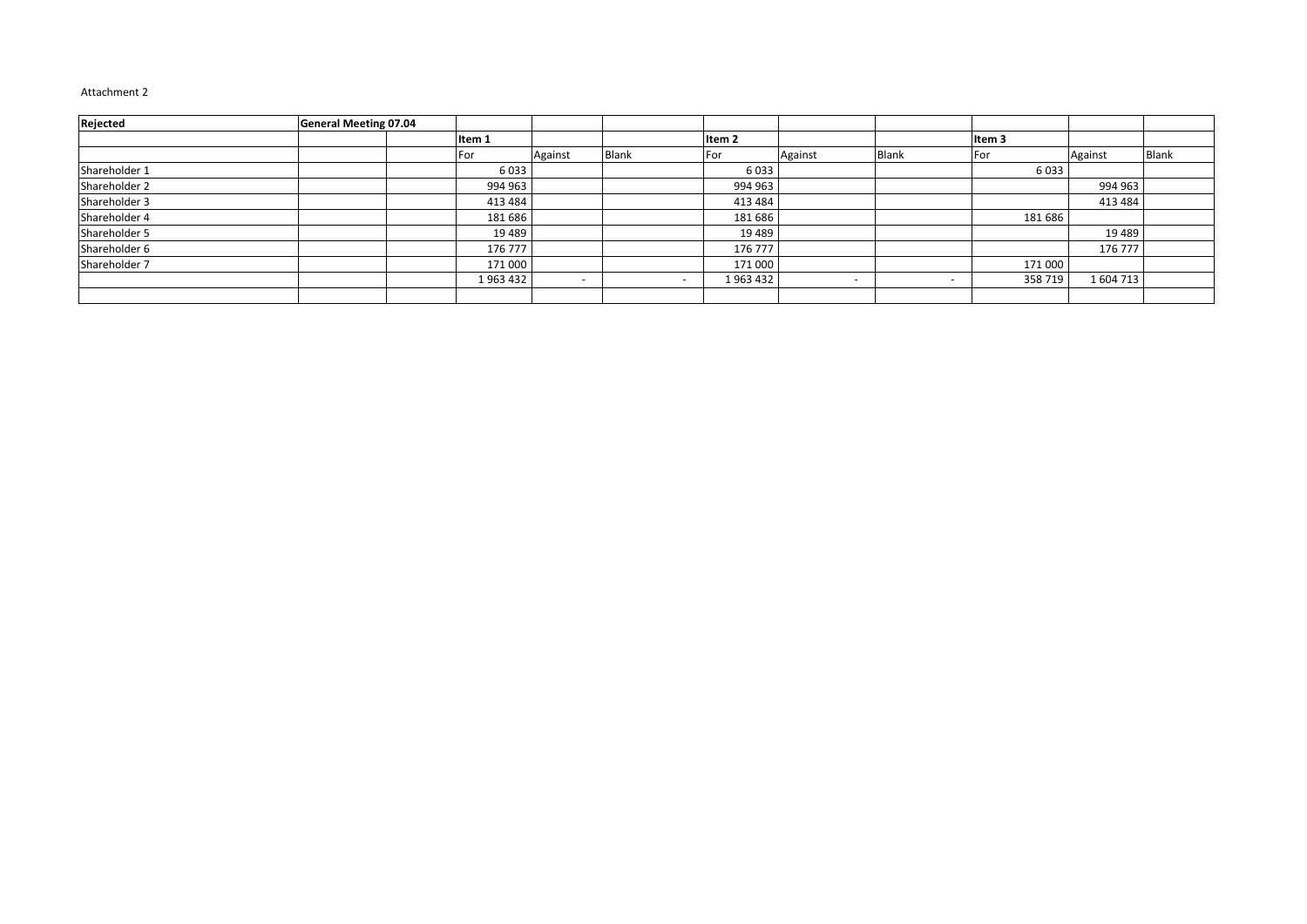Attachment 2

| Rejected | General Meeting 07.04 | | | | | | | | | | |
|---|---|---|---|---|---|---|---|---|---|---|---|
| | | | Item 1 | | | Item 2 | | | Item 3 | | |
| | | | For | Against | Blank | For | Against | Blank | For | Against | Blank |
| Shareholder 1 | | | 6 033 | | | 6 033 | | | 6 033 | | |
| Shareholder 2 | | | 994 963 | | | 994 963 | | | | 994 963 | |
| Shareholder 3 | | | 413 484 | | | 413 484 | | | | 413 484 | |
| Shareholder 4 | | | 181 686 | | | 181 686 | | | 181 686 | | |
| Shareholder 5 | | | 19 489 | | | 19 489 | | | | 19 489 | |
| Shareholder 6 | | | 176 777 | | | 176 777 | | | | 176 777 | |
| Shareholder 7 | | | 171 000 | | | 171 000 | | | 171 000 | | |
| | | | 1 963 432 | - | - | 1 963 432 | - | - | 358 719 | 1 604 713 | |
| | | | | | | | | | | | |